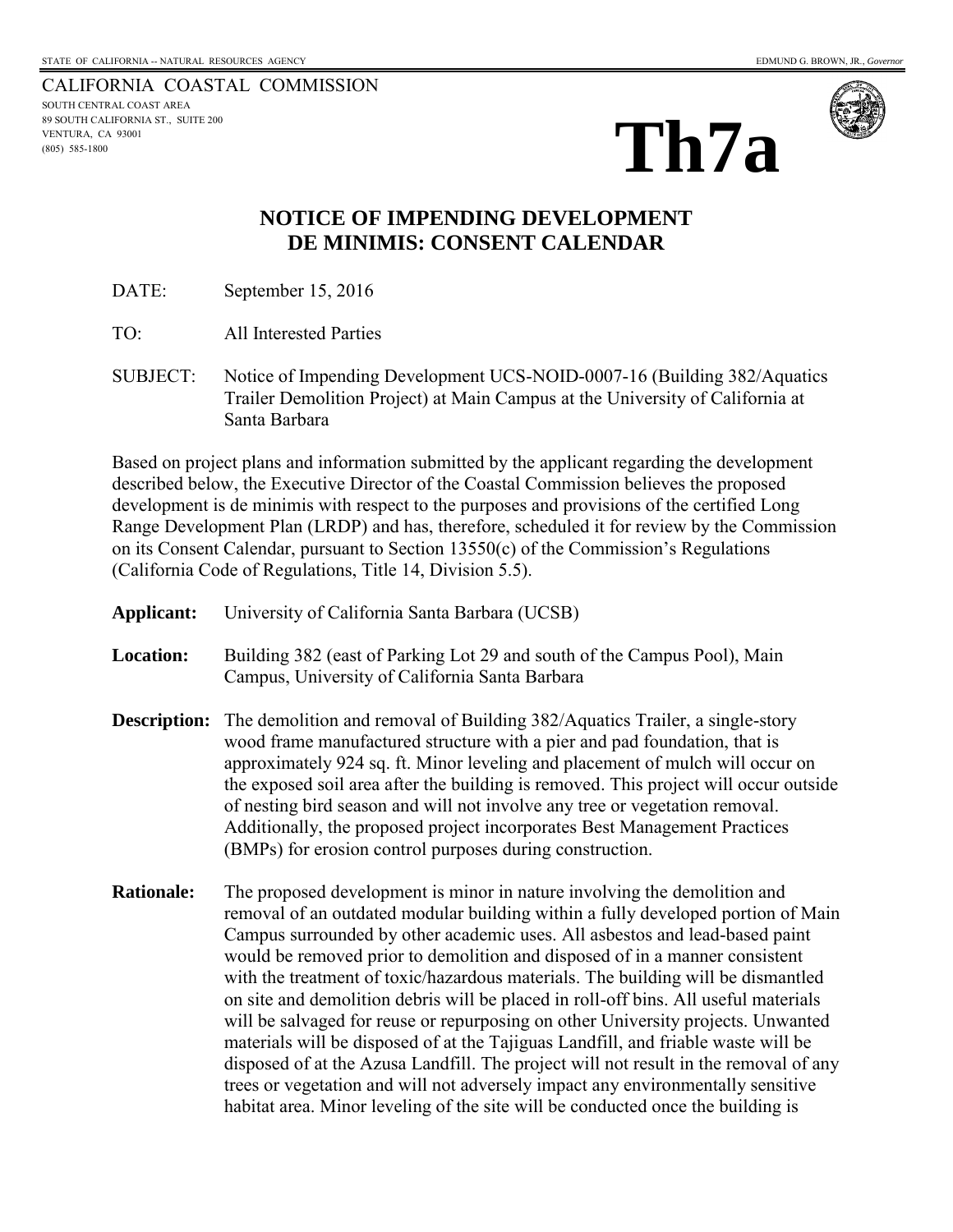STATE OF CALIFORNIA -- NATURAL RESOURCES AGENCY EDMUND G. BROWN, JR., *Governor*

CALIFORNIA COASTAL COMMISSION
SOUTH CENTRAL COAST AREA
89 SOUTH CALIFORNIA ST., SUITE 200
VENTURA, CA 93001
(805) 585-1800

# Th7a

## NOTICE OF IMPENDING DEVELOPMENT
## DE MINIMIS: CONSENT CALENDAR

DATE: September 15, 2016

TO: All Interested Parties

SUBJECT: Notice of Impending Development UCS-NOID-0007-16 (Building 382/Aquatics Trailer Demolition Project) at Main Campus at the University of California at Santa Barbara

Based on project plans and information submitted by the applicant regarding the development described below, the Executive Director of the Coastal Commission believes the proposed development is de minimis with respect to the purposes and provisions of the certified Long Range Development Plan (LRDP) and has, therefore, scheduled it for review by the Commission on its Consent Calendar, pursuant to Section 13550(c) of the Commission's Regulations (California Code of Regulations, Title 14, Division 5.5).

**Applicant:** University of California Santa Barbara (UCSB)

**Location:** Building 382 (east of Parking Lot 29 and south of the Campus Pool), Main Campus, University of California Santa Barbara

**Description:** The demolition and removal of Building 382/Aquatics Trailer, a single-story wood frame manufactured structure with a pier and pad foundation, that is approximately 924 sq. ft. Minor leveling and placement of mulch will occur on the exposed soil area after the building is removed. This project will occur outside of nesting bird season and will not involve any tree or vegetation removal. Additionally, the proposed project incorporates Best Management Practices (BMPs) for erosion control purposes during construction.

**Rationale:** The proposed development is minor in nature involving the demolition and removal of an outdated modular building within a fully developed portion of Main Campus surrounded by other academic uses. All asbestos and lead-based paint would be removed prior to demolition and disposed of in a manner consistent with the treatment of toxic/hazardous materials. The building will be dismantled on site and demolition debris will be placed in roll-off bins. All useful materials will be salvaged for reuse or repurposing on other University projects. Unwanted materials will be disposed of at the Tajiguas Landfill, and friable waste will be disposed of at the Azusa Landfill. The project will not result in the removal of any trees or vegetation and will not adversely impact any environmentally sensitive habitat area. Minor leveling of the site will be conducted once the building is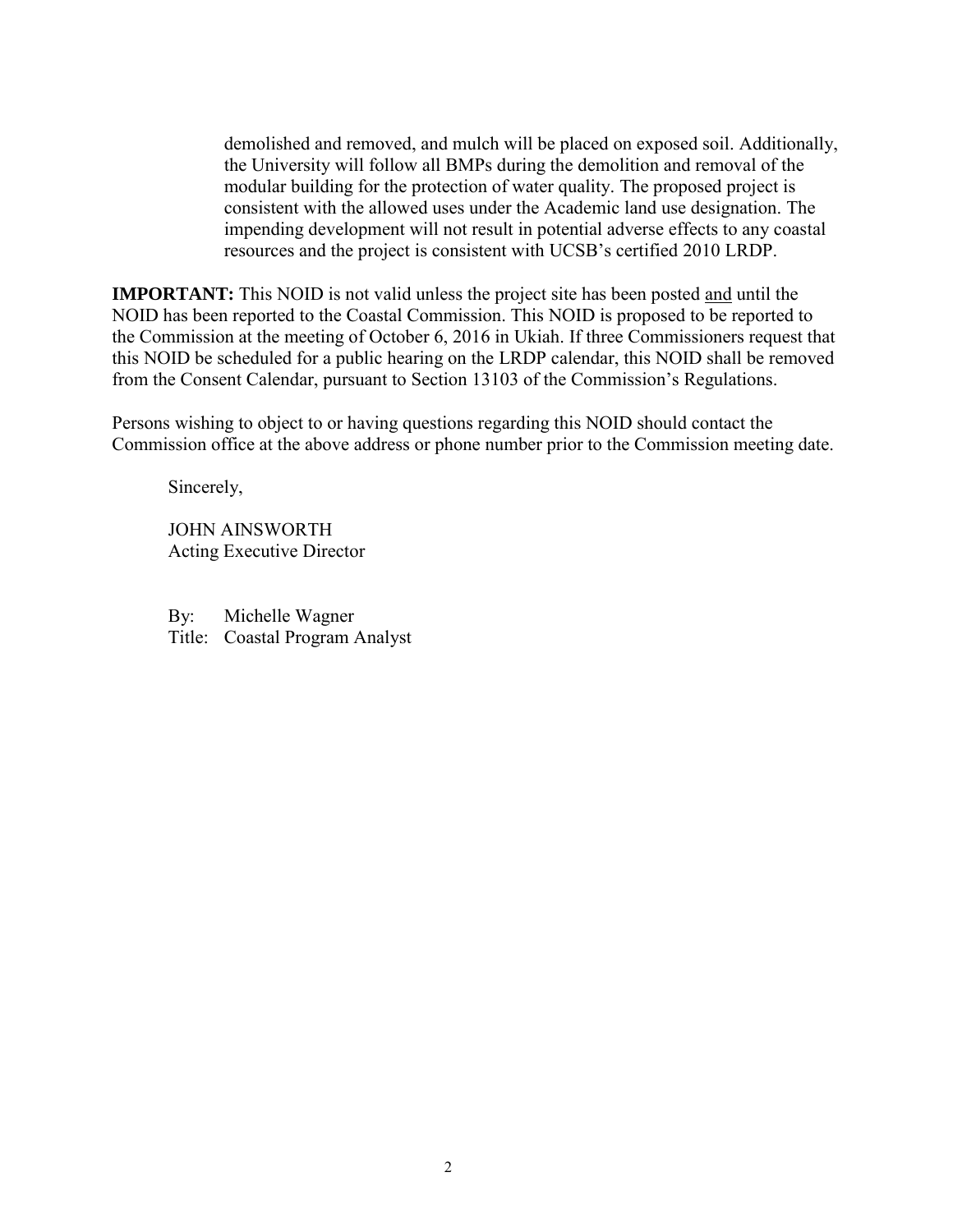demolished and removed, and mulch will be placed on exposed soil. Additionally, the University will follow all BMPs during the demolition and removal of the modular building for the protection of water quality. The proposed project is consistent with the allowed uses under the Academic land use designation. The impending development will not result in potential adverse effects to any coastal resources and the project is consistent with UCSB's certified 2010 LRDP.

**IMPORTANT:** This NOID is not valid unless the project site has been posted and until the NOID has been reported to the Coastal Commission. This NOID is proposed to be reported to the Commission at the meeting of October 6, 2016 in Ukiah. If three Commissioners request that this NOID be scheduled for a public hearing on the LRDP calendar, this NOID shall be removed from the Consent Calendar, pursuant to Section 13103 of the Commission's Regulations.

Persons wishing to object to or having questions regarding this NOID should contact the Commission office at the above address or phone number prior to the Commission meeting date.

Sincerely,

JOHN AINSWORTH
Acting Executive Director

By: Michelle Wagner
Title: Coastal Program Analyst